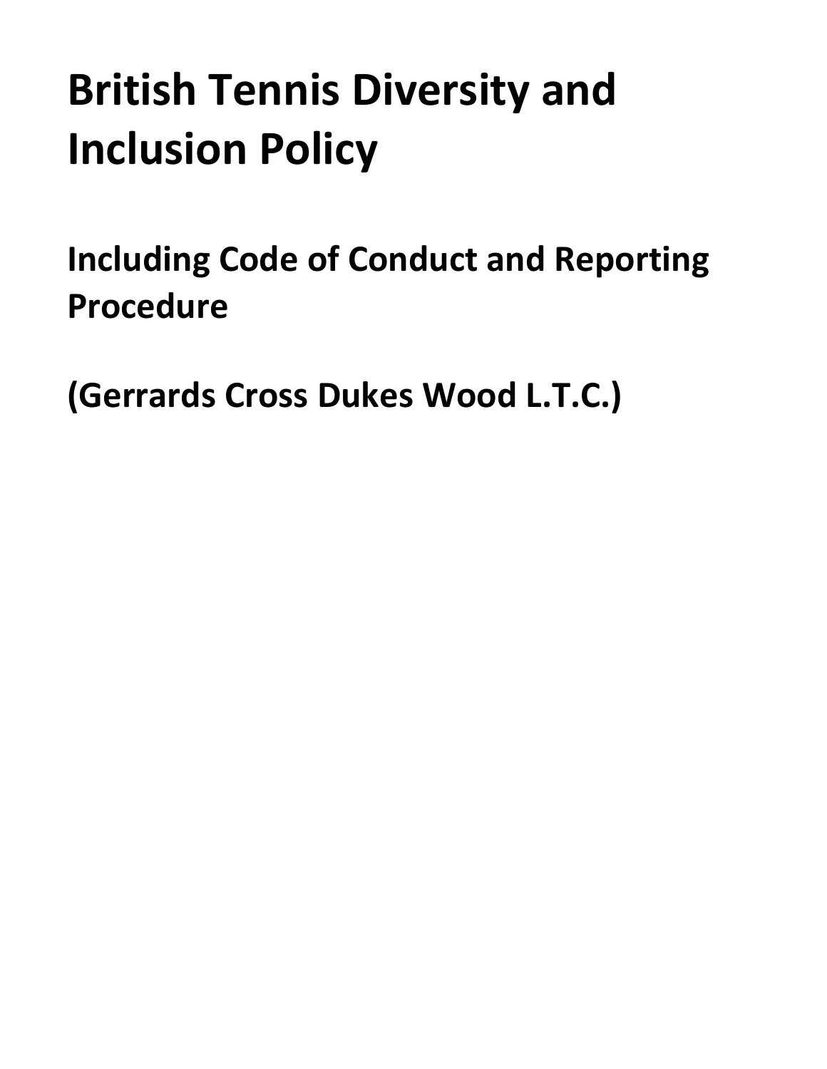# British Tennis Diversity and Inclusion Policy

## Including Code of Conduct and Reporting Procedure

## (Gerrards Cross Dukes Wood L.T.C.)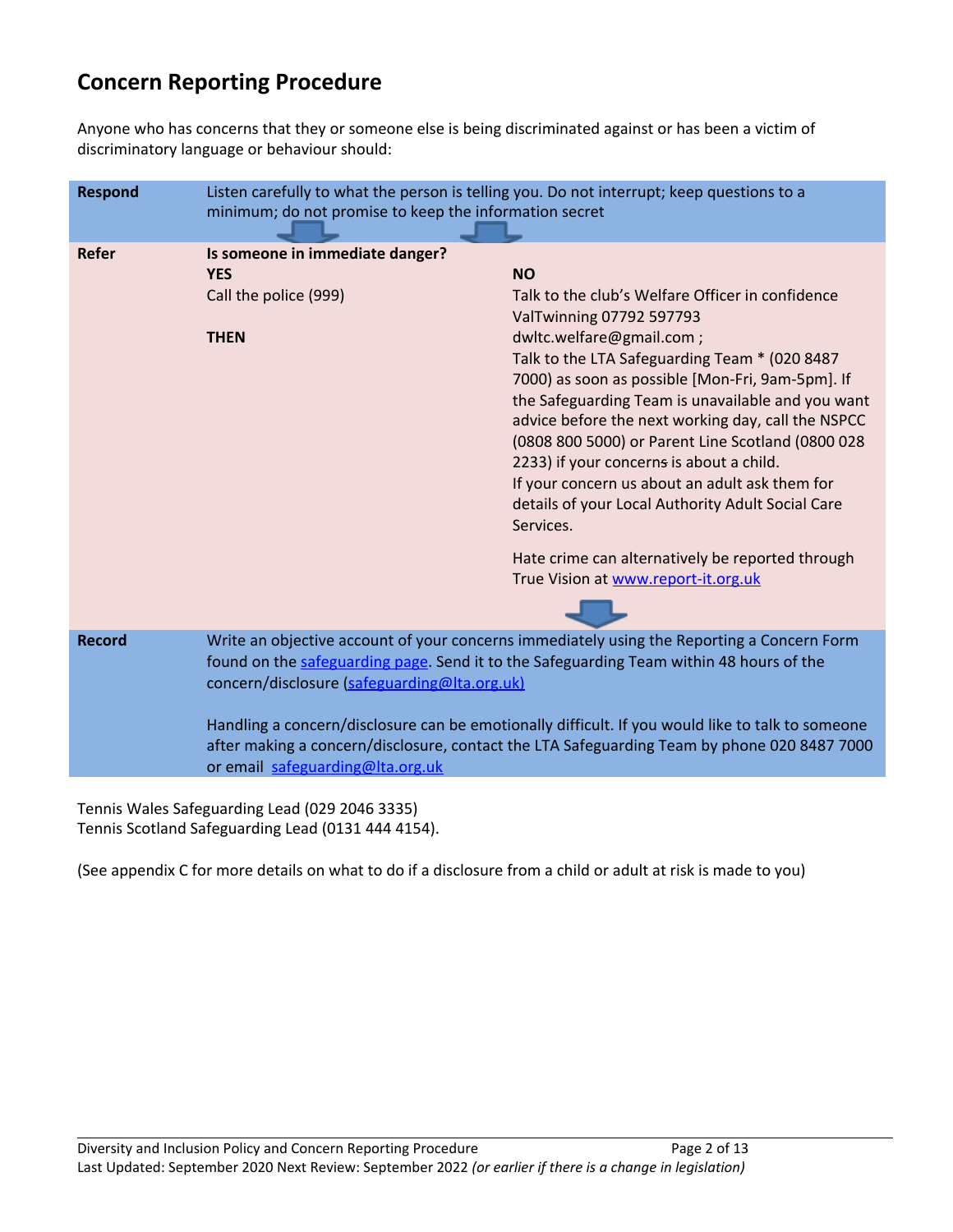## Concern Reporting Procedure

Anyone who has concerns that they or someone else is being discriminated against or has been a victim of discriminatory language or behaviour should:

| | | |
|---|---|---|
| **Respond** | Listen carefully to what the person is telling you. Do not interrupt; keep questions to a minimum; do not promise to keep the information secret | |
| **Refer** | **Is someone in immediate danger?**<br>**YES**<br>Call the police (999)<br><br>**THEN** | <br>**NO**<br>Talk to the club's Welfare Officer in confidence ValTwinning 07792 597793 dwltc.welfare@gmail.com ;<br>Talk to the LTA Safeguarding Team * (020 8487 7000) as soon as possible [Mon-Fri, 9am-5pm]. If the Safeguarding Team is unavailable and you want advice before the next working day, call the NSPCC (0808 800 5000) or Parent Line Scotland (0800 028 2233) if your concerns is about a child.<br>If your concern us about an adult ask them for details of your Local Authority Adult Social Care Services.<br><br>Hate crime can alternatively be reported through True Vision at www.report-it.org.uk |
| **Record** | Write an objective account of your concerns immediately using the Reporting a Concern Form found on the safeguarding page. Send it to the Safeguarding Team within 48 hours of the concern/disclosure (safeguarding@lta.org.uk)<br><br>Handling a concern/disclosure can be emotionally difficult. If you would like to talk to someone after making a concern/disclosure, contact the LTA Safeguarding Team by phone 020 8487 7000 or email safeguarding@lta.org.uk | |

Tennis Wales Safeguarding Lead (029 2046 3335)
Tennis Scotland Safeguarding Lead (0131 444 4154).

(See appendix C for more details on what to do if a disclosure from a child or adult at risk is made to you)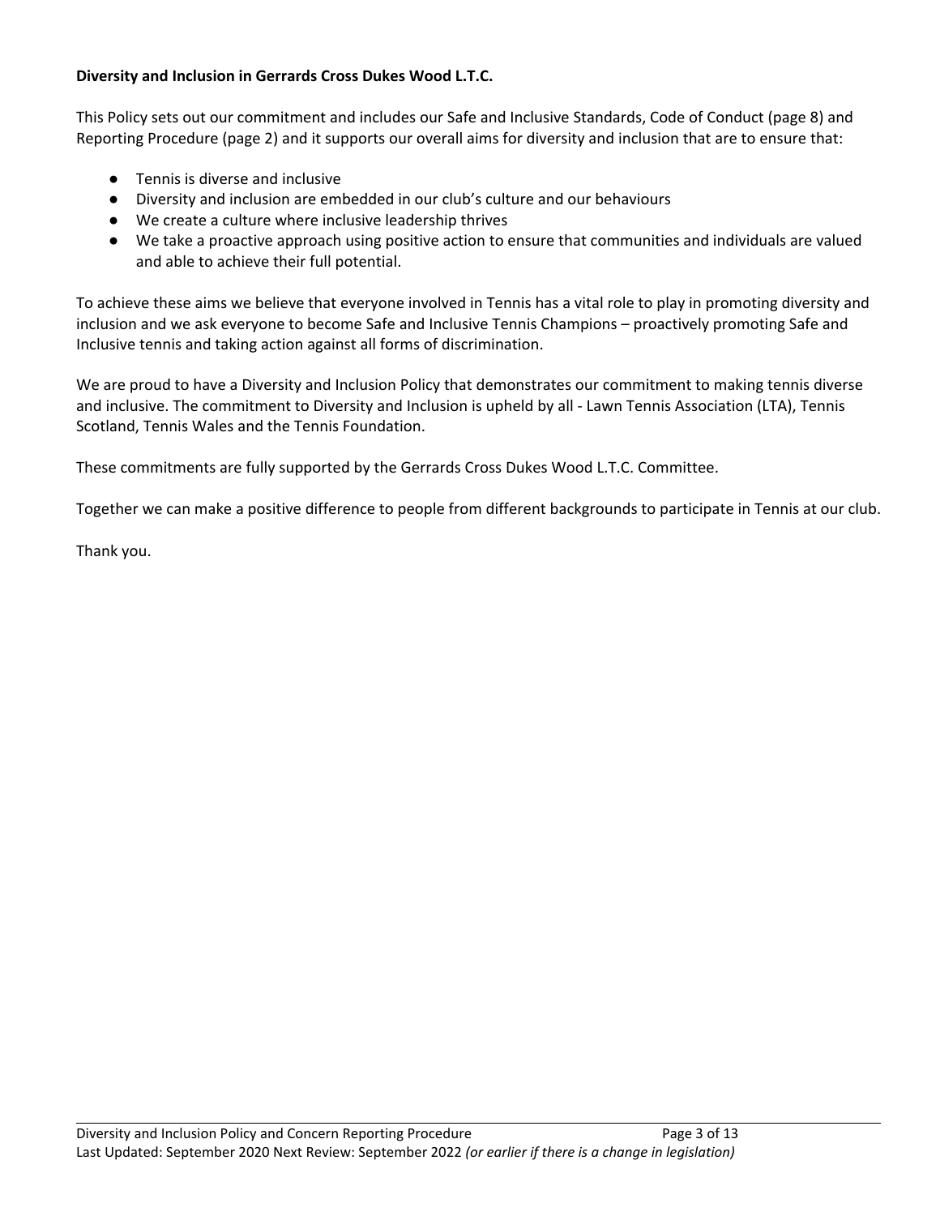**Diversity and Inclusion in Gerrards Cross Dukes Wood L.T.C.**

This Policy sets out our commitment and includes our Safe and Inclusive Standards, Code of Conduct (page 8) and Reporting Procedure (page 2) and it supports our overall aims for diversity and inclusion that are to ensure that:

- Tennis is diverse and inclusive
- Diversity and inclusion are embedded in our club's culture and our behaviours
- We create a culture where inclusive leadership thrives
- We take a proactive approach using positive action to ensure that communities and individuals are valued and able to achieve their full potential.

To achieve these aims we believe that everyone involved in Tennis has a vital role to play in promoting diversity and inclusion and we ask everyone to become Safe and Inclusive Tennis Champions – proactively promoting Safe and Inclusive tennis and taking action against all forms of discrimination.

We are proud to have a Diversity and Inclusion Policy that demonstrates our commitment to making tennis diverse and inclusive. The commitment to Diversity and Inclusion is upheld by all - Lawn Tennis Association (LTA), Tennis Scotland, Tennis Wales and the Tennis Foundation.

These commitments are fully supported by the Gerrards Cross Dukes Wood L.T.C. Committee.

Together we can make a positive difference to people from different backgrounds to participate in Tennis at our club.

Thank you.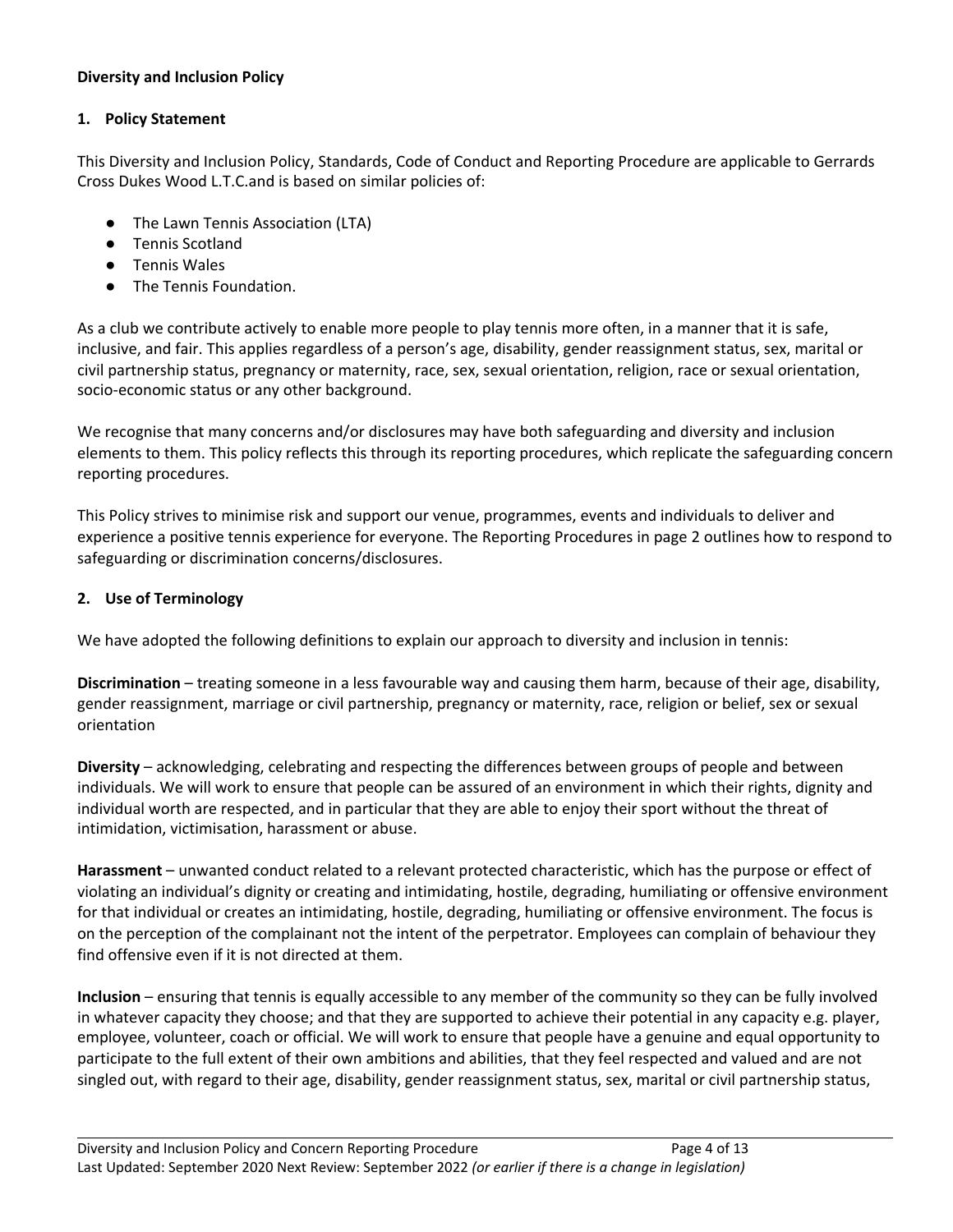**Diversity and Inclusion Policy**

## 1. Policy Statement

This Diversity and Inclusion Policy, Standards, Code of Conduct and Reporting Procedure are applicable to Gerrards Cross Dukes Wood L.T.C.and is based on similar policies of:

- The Lawn Tennis Association (LTA)
- Tennis Scotland
- Tennis Wales
- The Tennis Foundation.

As a club we contribute actively to enable more people to play tennis more often, in a manner that it is safe, inclusive, and fair. This applies regardless of a person's age, disability, gender reassignment status, sex, marital or civil partnership status, pregnancy or maternity, race, sex, sexual orientation, religion, race or sexual orientation, socio-economic status or any other background.

We recognise that many concerns and/or disclosures may have both safeguarding and diversity and inclusion elements to them. This policy reflects this through its reporting procedures, which replicate the safeguarding concern reporting procedures.

This Policy strives to minimise risk and support our venue, programmes, events and individuals to deliver and experience a positive tennis experience for everyone. The Reporting Procedures in page 2 outlines how to respond to safeguarding or discrimination concerns/disclosures.

## 2. Use of Terminology

We have adopted the following definitions to explain our approach to diversity and inclusion in tennis:

**Discrimination** – treating someone in a less favourable way and causing them harm, because of their age, disability, gender reassignment, marriage or civil partnership, pregnancy or maternity, race, religion or belief, sex or sexual orientation

**Diversity** – acknowledging, celebrating and respecting the differences between groups of people and between individuals. We will work to ensure that people can be assured of an environment in which their rights, dignity and individual worth are respected, and in particular that they are able to enjoy their sport without the threat of intimidation, victimisation, harassment or abuse.

**Harassment** – unwanted conduct related to a relevant protected characteristic, which has the purpose or effect of violating an individual's dignity or creating and intimidating, hostile, degrading, humiliating or offensive environment for that individual or creates an intimidating, hostile, degrading, humiliating or offensive environment. The focus is on the perception of the complainant not the intent of the perpetrator. Employees can complain of behaviour they find offensive even if it is not directed at them.

**Inclusion** – ensuring that tennis is equally accessible to any member of the community so they can be fully involved in whatever capacity they choose; and that they are supported to achieve their potential in any capacity e.g. player, employee, volunteer, coach or official. We will work to ensure that people have a genuine and equal opportunity to participate to the full extent of their own ambitions and abilities, that they feel respected and valued and are not singled out, with regard to their age, disability, gender reassignment status, sex, marital or civil partnership status,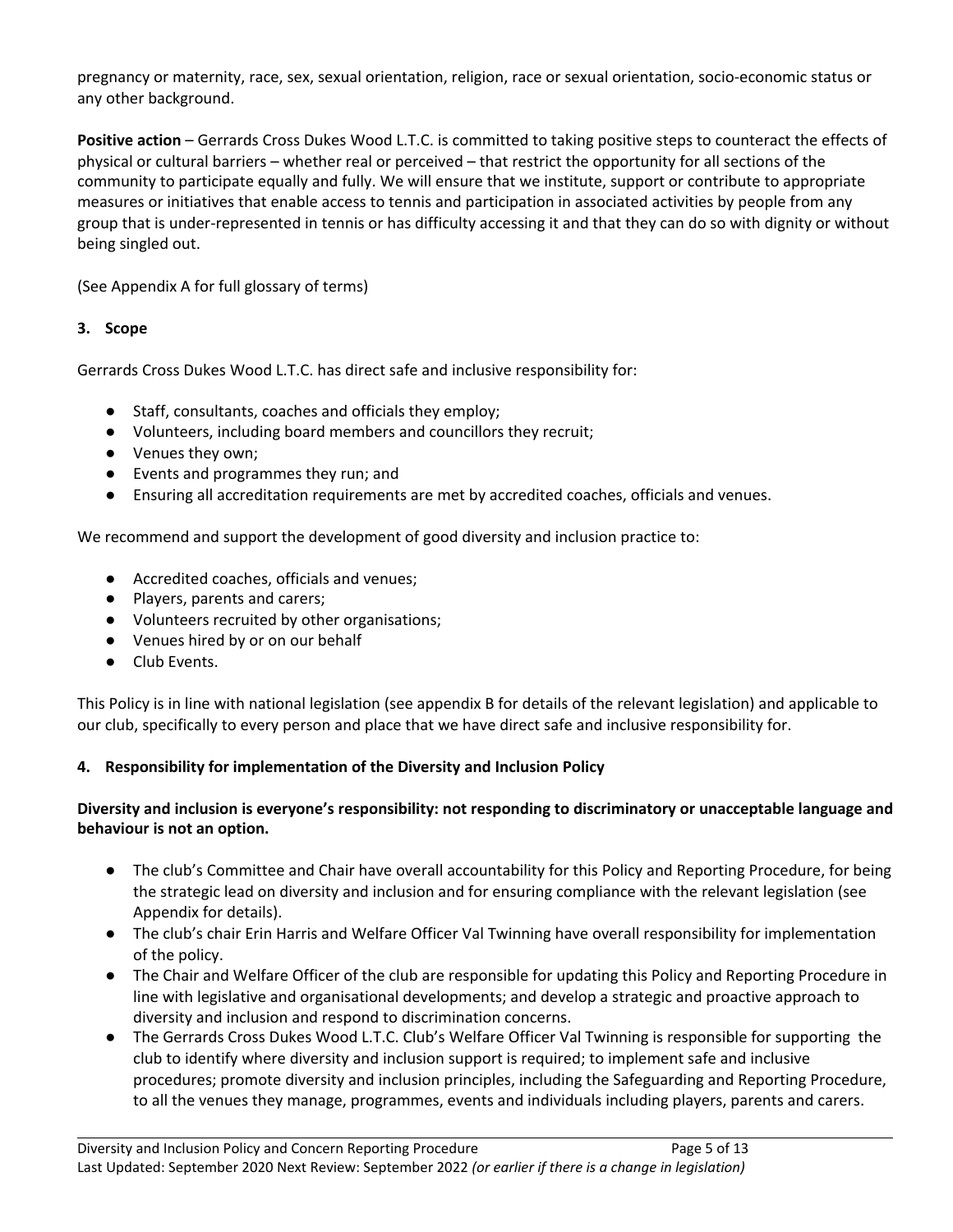pregnancy or maternity, race, sex, sexual orientation, religion, race or sexual orientation, socio-economic status or any other background.

**Positive action** – Gerrards Cross Dukes Wood L.T.C. is committed to taking positive steps to counteract the effects of physical or cultural barriers – whether real or perceived – that restrict the opportunity for all sections of the community to participate equally and fully. We will ensure that we institute, support or contribute to appropriate measures or initiatives that enable access to tennis and participation in associated activities by people from any group that is under-represented in tennis or has difficulty accessing it and that they can do so with dignity or without being singled out.

(See Appendix A for full glossary of terms)

### 3. Scope

Gerrards Cross Dukes Wood L.T.C. has direct safe and inclusive responsibility for:

- Staff, consultants, coaches and officials they employ;
- Volunteers, including board members and councillors they recruit;
- Venues they own;
- Events and programmes they run; and
- Ensuring all accreditation requirements are met by accredited coaches, officials and venues.

We recommend and support the development of good diversity and inclusion practice to:

- Accredited coaches, officials and venues;
- Players, parents and carers;
- Volunteers recruited by other organisations;
- Venues hired by or on our behalf
- Club Events.

This Policy is in line with national legislation (see appendix B for details of the relevant legislation) and applicable to our club, specifically to every person and place that we have direct safe and inclusive responsibility for.

### 4. Responsibility for implementation of the Diversity and Inclusion Policy

**Diversity and inclusion is everyone's responsibility: not responding to discriminatory or unacceptable language and behaviour is not an option.**

- The club's Committee and Chair have overall accountability for this Policy and Reporting Procedure, for being the strategic lead on diversity and inclusion and for ensuring compliance with the relevant legislation (see Appendix for details).
- The club's chair Erin Harris and Welfare Officer Val Twinning have overall responsibility for implementation of the policy.
- The Chair and Welfare Officer of the club are responsible for updating this Policy and Reporting Procedure in line with legislative and organisational developments; and develop a strategic and proactive approach to diversity and inclusion and respond to discrimination concerns.
- The Gerrards Cross Dukes Wood L.T.C. Club's Welfare Officer Val Twinning is responsible for supporting the club to identify where diversity and inclusion support is required; to implement safe and inclusive procedures; promote diversity and inclusion principles, including the Safeguarding and Reporting Procedure, to all the venues they manage, programmes, events and individuals including players, parents and carers.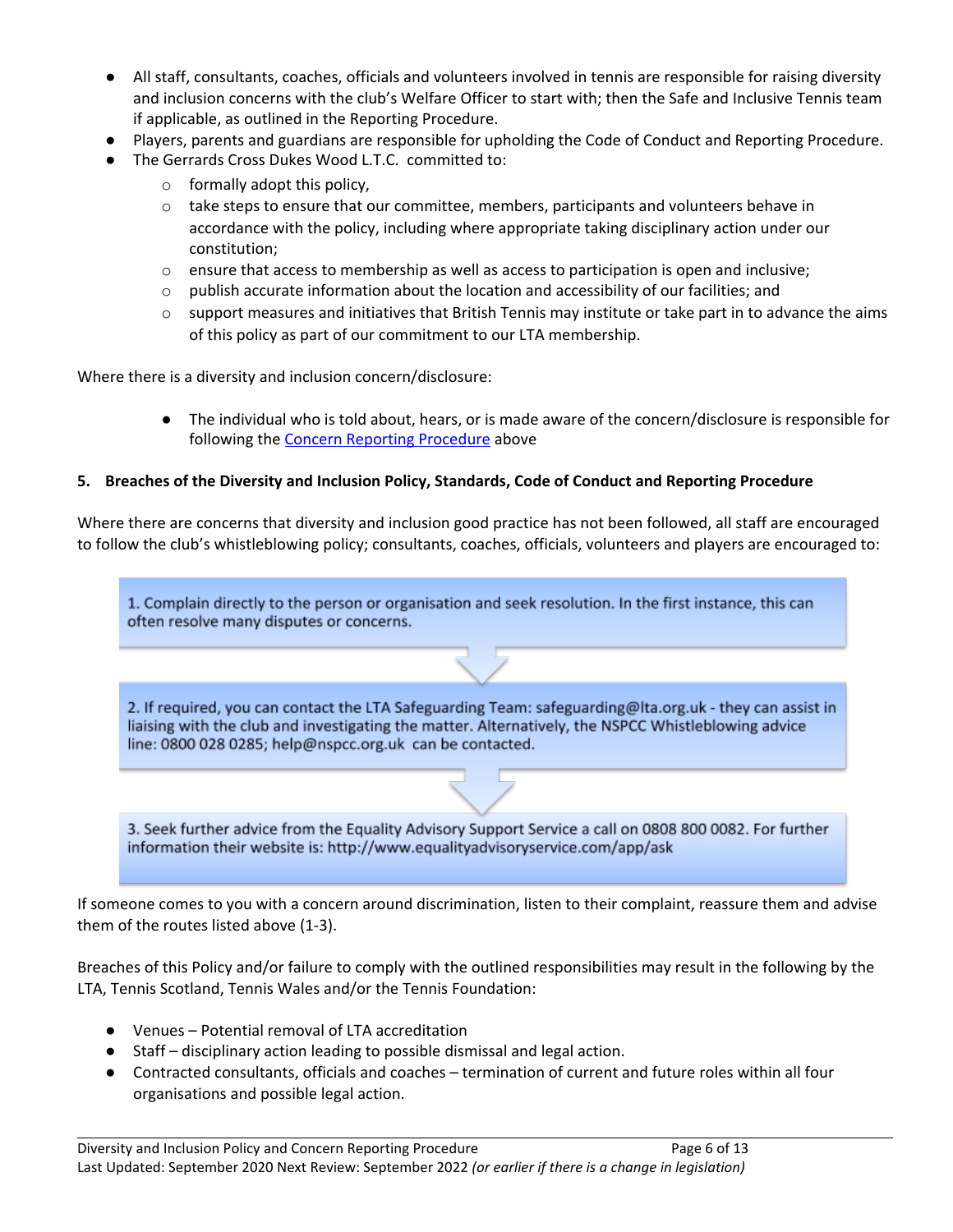- All staff, consultants, coaches, officials and volunteers involved in tennis are responsible for raising diversity and inclusion concerns with the club's Welfare Officer to start with; then the Safe and Inclusive Tennis team if applicable, as outlined in the Reporting Procedure.
- Players, parents and guardians are responsible for upholding the Code of Conduct and Reporting Procedure.
- The Gerrards Cross Dukes Wood L.T.C. committed to:
  - formally adopt this policy,
  - take steps to ensure that our committee, members, participants and volunteers behave in accordance with the policy, including where appropriate taking disciplinary action under our constitution;
  - ensure that access to membership as well as access to participation is open and inclusive;
  - publish accurate information about the location and accessibility of our facilities; and
  - support measures and initiatives that British Tennis may institute or take part in to advance the aims of this policy as part of our commitment to our LTA membership.

Where there is a diversity and inclusion concern/disclosure:

- The individual who is told about, hears, or is made aware of the concern/disclosure is responsible for following the Concern Reporting Procedure above

**5. Breaches of the Diversity and Inclusion Policy, Standards, Code of Conduct and Reporting Procedure**

Where there are concerns that diversity and inclusion good practice has not been followed, all staff are encouraged to follow the club's whistleblowing policy; consultants, coaches, officials, volunteers and players are encouraged to:

1. Complain directly to the person or organisation and seek resolution. In the first instance, this can often resolve many disputes or concerns.

2. If required, you can contact the LTA Safeguarding Team: safeguarding@lta.org.uk - they can assist in liaising with the club and investigating the matter. Alternatively, the NSPCC Whistleblowing advice line: 0800 028 0285; help@nspcc.org.uk can be contacted.

3. Seek further advice from the Equality Advisory Support Service a call on 0808 800 0082. For further information their website is: http://www.equalityadvisoryservice.com/app/ask

If someone comes to you with a concern around discrimination, listen to their complaint, reassure them and advise them of the routes listed above (1-3).

Breaches of this Policy and/or failure to comply with the outlined responsibilities may result in the following by the LTA, Tennis Scotland, Tennis Wales and/or the Tennis Foundation:

- Venues – Potential removal of LTA accreditation
- Staff – disciplinary action leading to possible dismissal and legal action.
- Contracted consultants, officials and coaches – termination of current and future roles within all four organisations and possible legal action.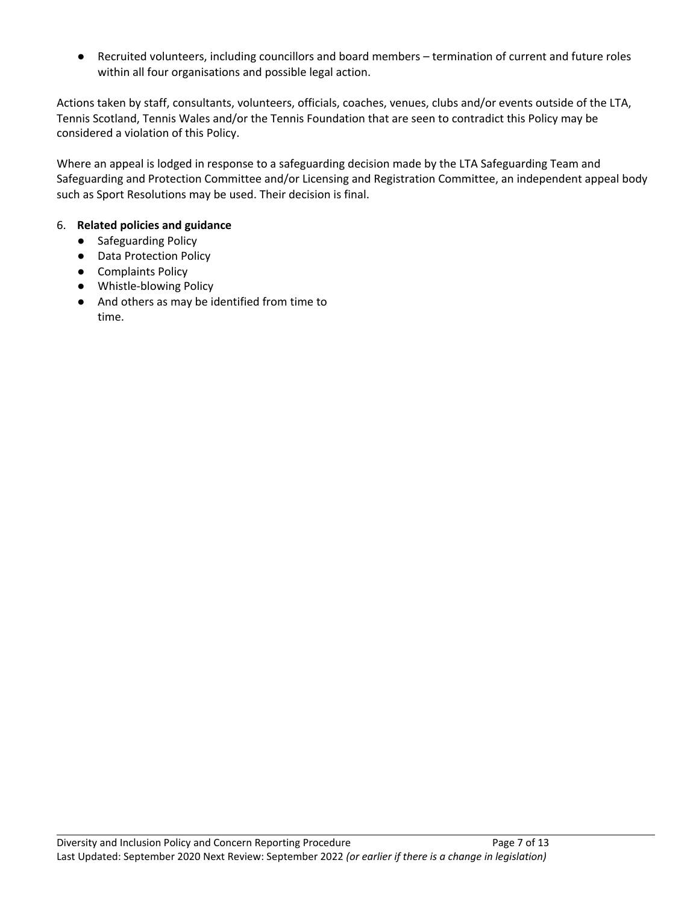- Recruited volunteers, including councillors and board members – termination of current and future roles within all four organisations and possible legal action.

Actions taken by staff, consultants, volunteers, officials, coaches, venues, clubs and/or events outside of the LTA, Tennis Scotland, Tennis Wales and/or the Tennis Foundation that are seen to contradict this Policy may be considered a violation of this Policy.

Where an appeal is lodged in response to a safeguarding decision made by the LTA Safeguarding Team and Safeguarding and Protection Committee and/or Licensing and Registration Committee, an independent appeal body such as Sport Resolutions may be used. Their decision is final.

6. **Related policies and guidance**
   - Safeguarding Policy
   - Data Protection Policy
   - Complaints Policy
   - Whistle-blowing Policy
   - And others as may be identified from time to time.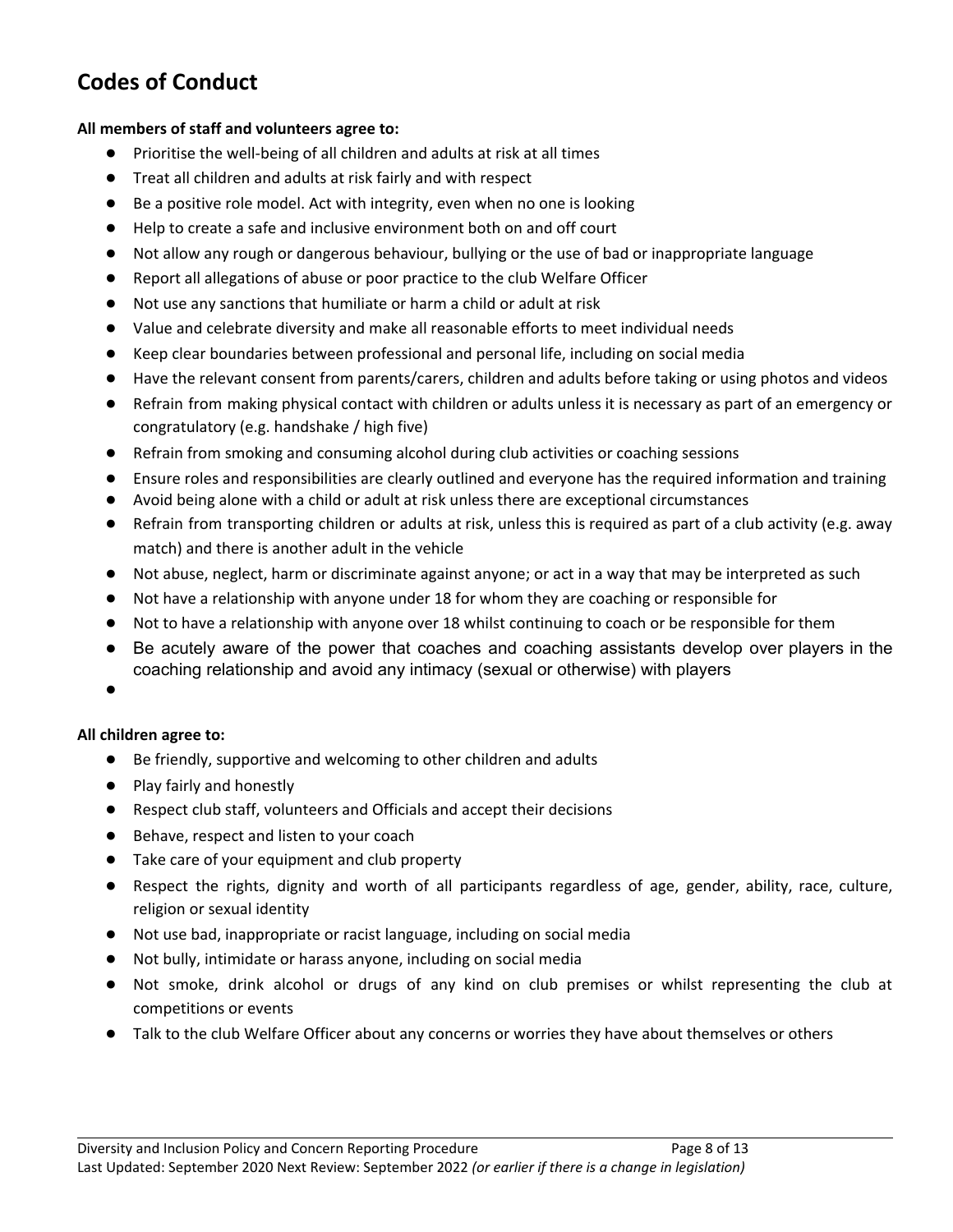## Codes of Conduct

**All members of staff and volunteers agree to:**

- Prioritise the well-being of all children and adults at risk at all times
- Treat all children and adults at risk fairly and with respect
- Be a positive role model. Act with integrity, even when no one is looking
- Help to create a safe and inclusive environment both on and off court
- Not allow any rough or dangerous behaviour, bullying or the use of bad or inappropriate language
- Report all allegations of abuse or poor practice to the club Welfare Officer
- Not use any sanctions that humiliate or harm a child or adult at risk
- Value and celebrate diversity and make all reasonable efforts to meet individual needs
- Keep clear boundaries between professional and personal life, including on social media
- Have the relevant consent from parents/carers, children and adults before taking or using photos and videos
- Refrain from making physical contact with children or adults unless it is necessary as part of an emergency or congratulatory (e.g. handshake / high five)
- Refrain from smoking and consuming alcohol during club activities or coaching sessions
- Ensure roles and responsibilities are clearly outlined and everyone has the required information and training
- Avoid being alone with a child or adult at risk unless there are exceptional circumstances
- Refrain from transporting children or adults at risk, unless this is required as part of a club activity (e.g. away match) and there is another adult in the vehicle
- Not abuse, neglect, harm or discriminate against anyone; or act in a way that may be interpreted as such
- Not have a relationship with anyone under 18 for whom they are coaching or responsible for
- Not to have a relationship with anyone over 18 whilst continuing to coach or be responsible for them
- Be acutely aware of the power that coaches and coaching assistants develop over players in the coaching relationship and avoid any intimacy (sexual or otherwise) with players

**All children agree to:**

- Be friendly, supportive and welcoming to other children and adults
- Play fairly and honestly
- Respect club staff, volunteers and Officials and accept their decisions
- Behave, respect and listen to your coach
- Take care of your equipment and club property
- Respect the rights, dignity and worth of all participants regardless of age, gender, ability, race, culture, religion or sexual identity
- Not use bad, inappropriate or racist language, including on social media
- Not bully, intimidate or harass anyone, including on social media
- Not smoke, drink alcohol or drugs of any kind on club premises or whilst representing the club at competitions or events
- Talk to the club Welfare Officer about any concerns or worries they have about themselves or others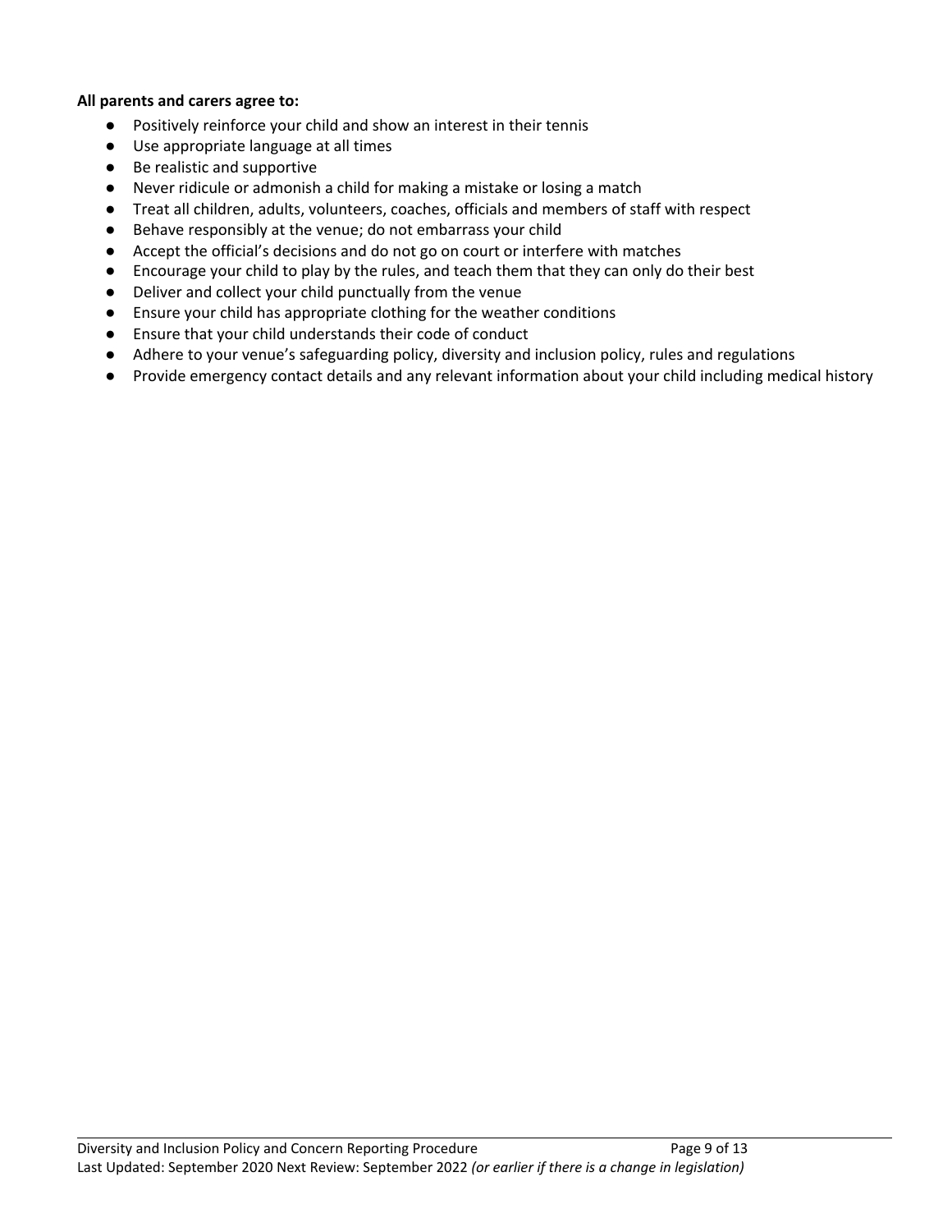**All parents and carers agree to:**

- Positively reinforce your child and show an interest in their tennis
- Use appropriate language at all times
- Be realistic and supportive
- Never ridicule or admonish a child for making a mistake or losing a match
- Treat all children, adults, volunteers, coaches, officials and members of staff with respect
- Behave responsibly at the venue; do not embarrass your child
- Accept the official's decisions and do not go on court or interfere with matches
- Encourage your child to play by the rules, and teach them that they can only do their best
- Deliver and collect your child punctually from the venue
- Ensure your child has appropriate clothing for the weather conditions
- Ensure that your child understands their code of conduct
- Adhere to your venue's safeguarding policy, diversity and inclusion policy, rules and regulations
- Provide emergency contact details and any relevant information about your child including medical history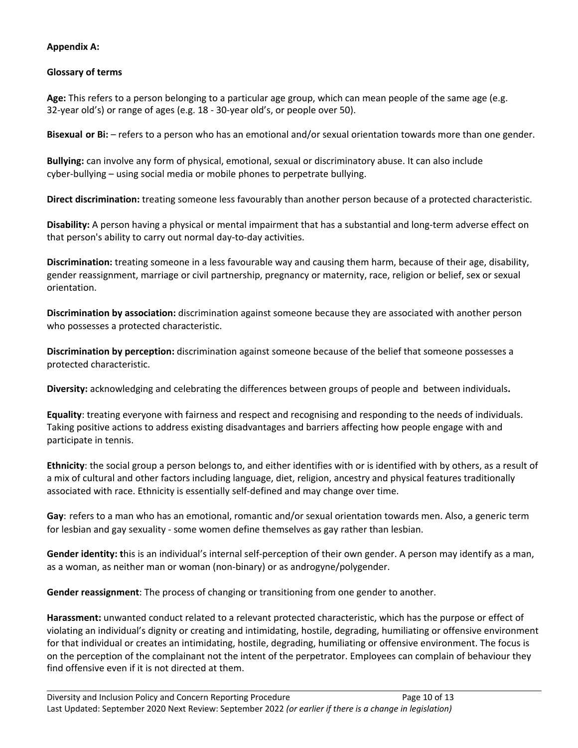**Appendix A:**

**Glossary of terms**

**Age:** This refers to a person belonging to a particular age group, which can mean people of the same age (e.g. 32-year old's) or range of ages (e.g. 18 - 30-year old's, or people over 50).

**Bisexual or Bi:** – refers to a person who has an emotional and/or sexual orientation towards more than one gender.

**Bullying:** can involve any form of physical, emotional, sexual or discriminatory abuse. It can also include cyber-bullying – using social media or mobile phones to perpetrate bullying.

**Direct discrimination:** treating someone less favourably than another person because of a protected characteristic.

**Disability:** A person having a physical or mental impairment that has a substantial and long-term adverse effect on that person's ability to carry out normal day-to-day activities.

**Discrimination:** treating someone in a less favourable way and causing them harm, because of their age, disability, gender reassignment, marriage or civil partnership, pregnancy or maternity, race, religion or belief, sex or sexual orientation.

**Discrimination by association:** discrimination against someone because they are associated with another person who possesses a protected characteristic.

**Discrimination by perception:** discrimination against someone because of the belief that someone possesses a protected characteristic.

**Diversity:** acknowledging and celebrating the differences between groups of people and between individuals**.**

**Equality**: treating everyone with fairness and respect and recognising and responding to the needs of individuals. Taking positive actions to address existing disadvantages and barriers affecting how people engage with and participate in tennis.

**Ethnicity**: the social group a person belongs to, and either identifies with or is identified with by others, as a result of a mix of cultural and other factors including language, diet, religion, ancestry and physical features traditionally associated with race. Ethnicity is essentially self-defined and may change over time.

**Gay**: refers to a man who has an emotional, romantic and/or sexual orientation towards men. Also, a generic term for lesbian and gay sexuality - some women define themselves as gay rather than lesbian.

**Gender identity: t**his is an individual's internal self-perception of their own gender. A person may identify as a man, as a woman, as neither man or woman (non-binary) or as androgyne/polygender.

**Gender reassignment**: The process of changing or transitioning from one gender to another.

**Harassment:** unwanted conduct related to a relevant protected characteristic, which has the purpose or effect of violating an individual's dignity or creating and intimidating, hostile, degrading, humiliating or offensive environment for that individual or creates an intimidating, hostile, degrading, humiliating or offensive environment. The focus is on the perception of the complainant not the intent of the perpetrator. Employees can complain of behaviour they find offensive even if it is not directed at them.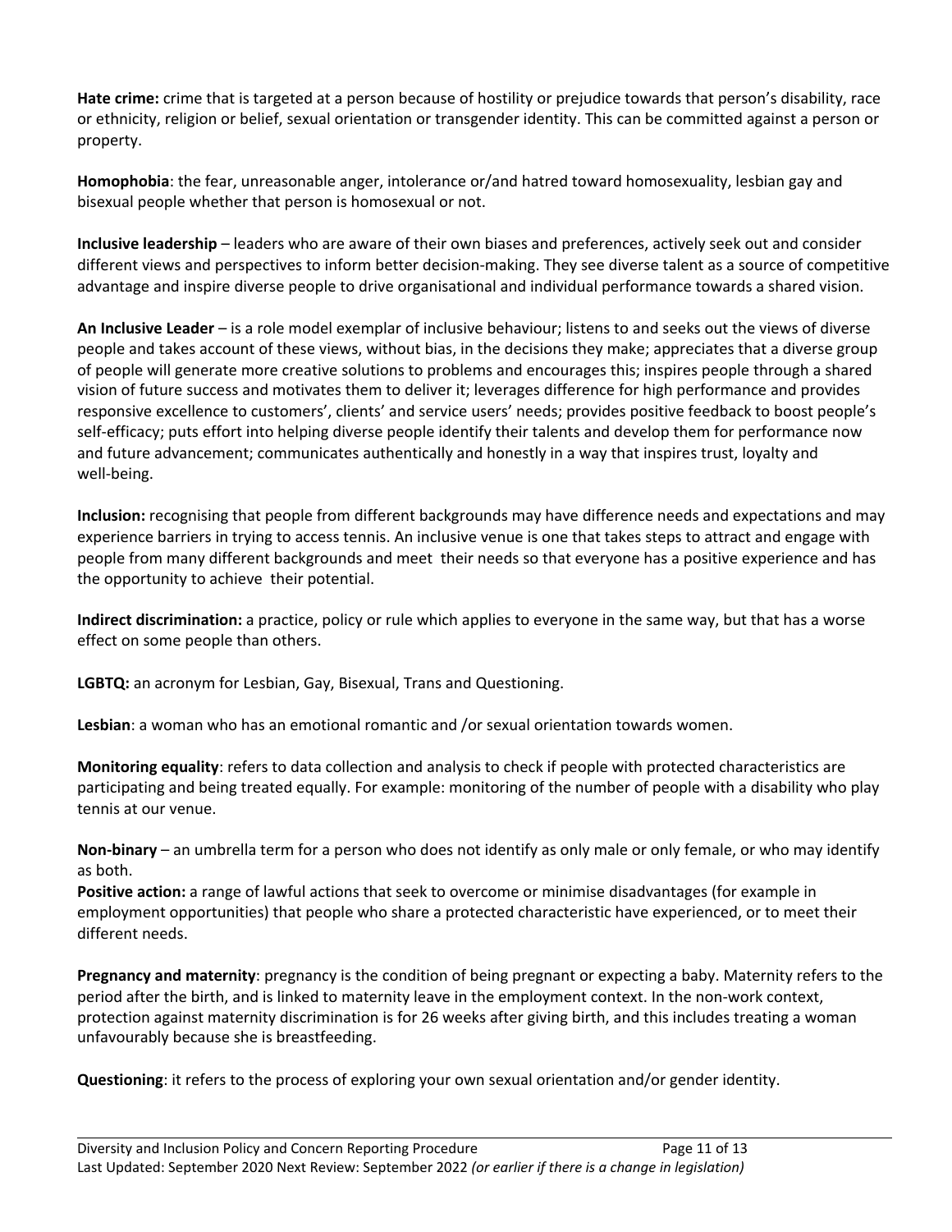**Hate crime:** crime that is targeted at a person because of hostility or prejudice towards that person's disability, race or ethnicity, religion or belief, sexual orientation or transgender identity. This can be committed against a person or property.

**Homophobia**: the fear, unreasonable anger, intolerance or/and hatred toward homosexuality, lesbian gay and bisexual people whether that person is homosexual or not.

**Inclusive leadership** – leaders who are aware of their own biases and preferences, actively seek out and consider different views and perspectives to inform better decision-making. They see diverse talent as a source of competitive advantage and inspire diverse people to drive organisational and individual performance towards a shared vision.

**An Inclusive Leader** – is a role model exemplar of inclusive behaviour; listens to and seeks out the views of diverse people and takes account of these views, without bias, in the decisions they make; appreciates that a diverse group of people will generate more creative solutions to problems and encourages this; inspires people through a shared vision of future success and motivates them to deliver it; leverages difference for high performance and provides responsive excellence to customers', clients' and service users' needs; provides positive feedback to boost people's self-efficacy; puts effort into helping diverse people identify their talents and develop them for performance now and future advancement; communicates authentically and honestly in a way that inspires trust, loyalty and well-being.

**Inclusion:** recognising that people from different backgrounds may have difference needs and expectations and may experience barriers in trying to access tennis. An inclusive venue is one that takes steps to attract and engage with people from many different backgrounds and meet their needs so that everyone has a positive experience and has the opportunity to achieve their potential.

**Indirect discrimination:** a practice, policy or rule which applies to everyone in the same way, but that has a worse effect on some people than others.

**LGBTQ:** an acronym for Lesbian, Gay, Bisexual, Trans and Questioning.

**Lesbian**: a woman who has an emotional romantic and /or sexual orientation towards women.

**Monitoring equality**: refers to data collection and analysis to check if people with protected characteristics are participating and being treated equally. For example: monitoring of the number of people with a disability who play tennis at our venue.

**Non-binary** – an umbrella term for a person who does not identify as only male or only female, or who may identify as both.

**Positive action:** a range of lawful actions that seek to overcome or minimise disadvantages (for example in employment opportunities) that people who share a protected characteristic have experienced, or to meet their different needs.

**Pregnancy and maternity**: pregnancy is the condition of being pregnant or expecting a baby. Maternity refers to the period after the birth, and is linked to maternity leave in the employment context. In the non-work context, protection against maternity discrimination is for 26 weeks after giving birth, and this includes treating a woman unfavourably because she is breastfeeding.

**Questioning**: it refers to the process of exploring your own sexual orientation and/or gender identity.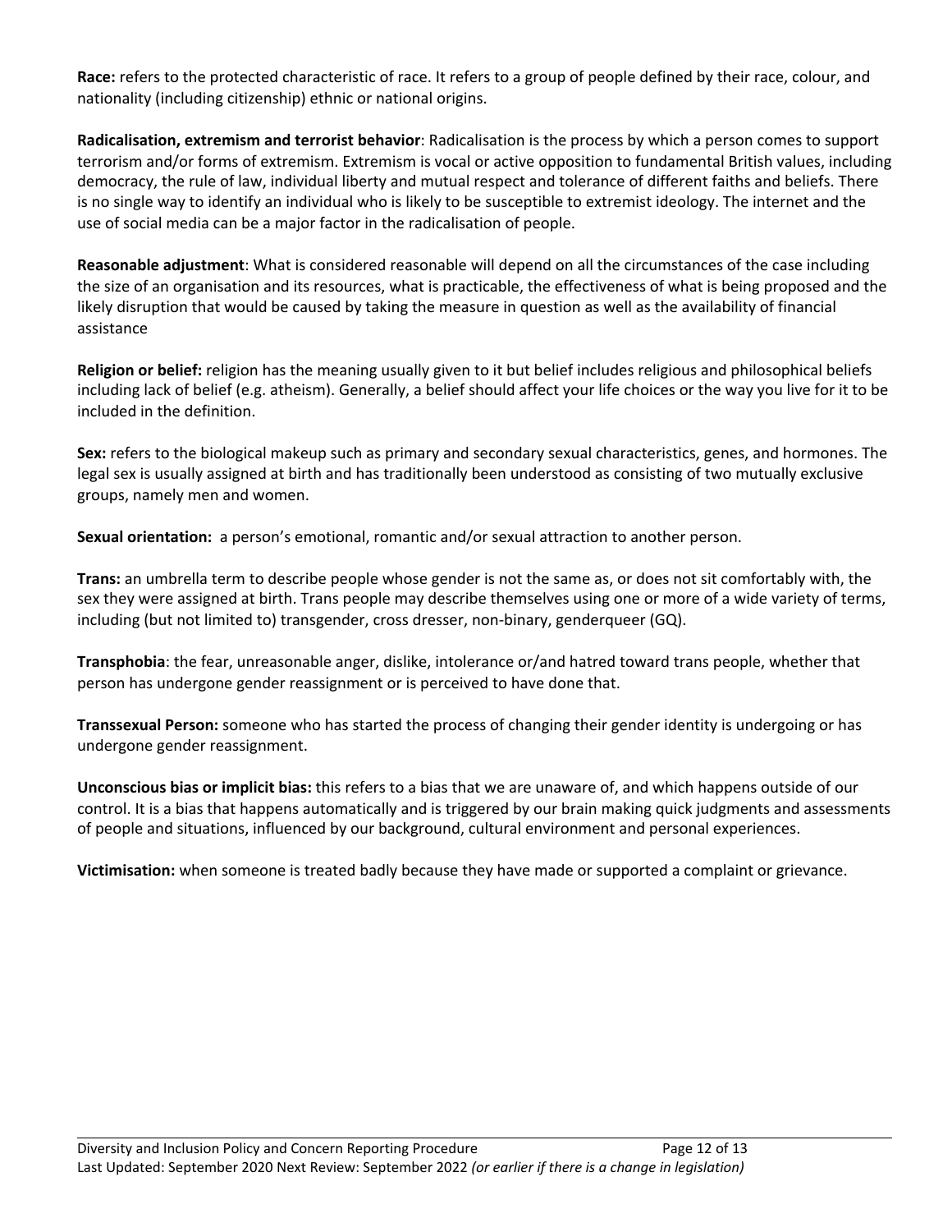**Race:** refers to the protected characteristic of race. It refers to a group of people defined by their race, colour, and nationality (including citizenship) ethnic or national origins.

**Radicalisation, extremism and terrorist behavior**: Radicalisation is the process by which a person comes to support terrorism and/or forms of extremism. Extremism is vocal or active opposition to fundamental British values, including democracy, the rule of law, individual liberty and mutual respect and tolerance of different faiths and beliefs. There is no single way to identify an individual who is likely to be susceptible to extremist ideology. The internet and the use of social media can be a major factor in the radicalisation of people.

**Reasonable adjustment**: What is considered reasonable will depend on all the circumstances of the case including the size of an organisation and its resources, what is practicable, the effectiveness of what is being proposed and the likely disruption that would be caused by taking the measure in question as well as the availability of financial assistance

**Religion or belief:** religion has the meaning usually given to it but belief includes religious and philosophical beliefs including lack of belief (e.g. atheism). Generally, a belief should affect your life choices or the way you live for it to be included in the definition.

**Sex:** refers to the biological makeup such as primary and secondary sexual characteristics, genes, and hormones. The legal sex is usually assigned at birth and has traditionally been understood as consisting of two mutually exclusive groups, namely men and women.

**Sexual orientation:** a person's emotional, romantic and/or sexual attraction to another person.

**Trans:** an umbrella term to describe people whose gender is not the same as, or does not sit comfortably with, the sex they were assigned at birth. Trans people may describe themselves using one or more of a wide variety of terms, including (but not limited to) transgender, cross dresser, non-binary, genderqueer (GQ).

**Transphobia**: the fear, unreasonable anger, dislike, intolerance or/and hatred toward trans people, whether that person has undergone gender reassignment or is perceived to have done that.

**Transsexual Person:** someone who has started the process of changing their gender identity is undergoing or has undergone gender reassignment.

**Unconscious bias or implicit bias:** this refers to a bias that we are unaware of, and which happens outside of our control. It is a bias that happens automatically and is triggered by our brain making quick judgments and assessments of people and situations, influenced by our background, cultural environment and personal experiences.

**Victimisation:** when someone is treated badly because they have made or supported a complaint or grievance.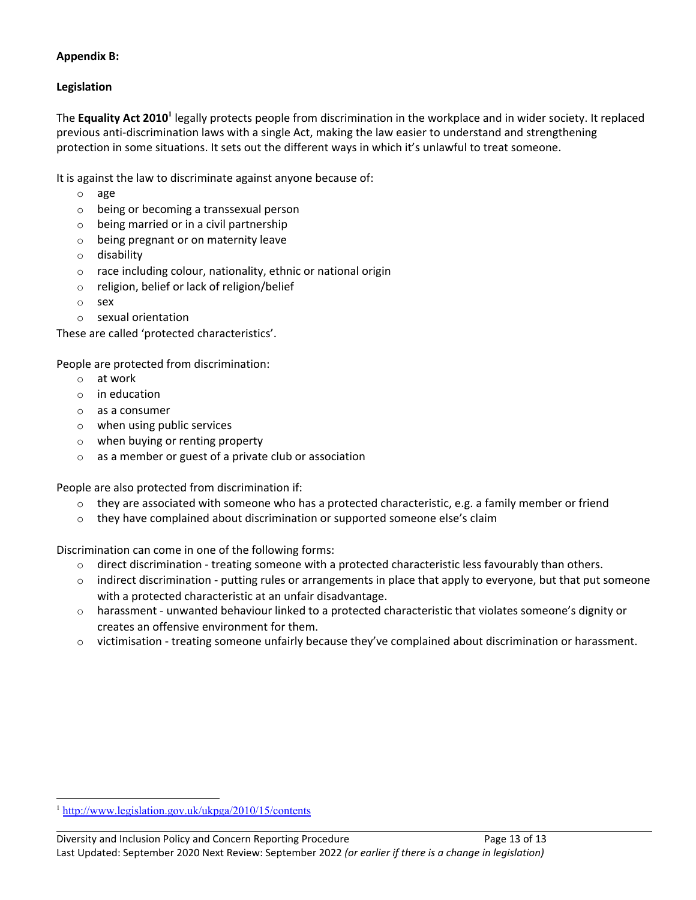**Appendix B:**

**Legislation**

The **Equality Act 2010**[1] legally protects people from discrimination in the workplace and in wider society. It replaced previous anti-discrimination laws with a single Act, making the law easier to understand and strengthening protection in some situations. It sets out the different ways in which it's unlawful to treat someone.

It is against the law to discriminate against anyone because of:

- age
- being or becoming a transsexual person
- being married or in a civil partnership
- being pregnant or on maternity leave
- disability
- race including colour, nationality, ethnic or national origin
- religion, belief or lack of religion/belief
- sex
- sexual orientation

These are called 'protected characteristics'.

People are protected from discrimination:

- at work
- in education
- as a consumer
- when using public services
- when buying or renting property
- as a member or guest of a private club or association

People are also protected from discrimination if:

- they are associated with someone who has a protected characteristic, e.g. a family member or friend
- they have complained about discrimination or supported someone else's claim

Discrimination can come in one of the following forms:

- direct discrimination - treating someone with a protected characteristic less favourably than others.
- indirect discrimination - putting rules or arrangements in place that apply to everyone, but that put someone with a protected characteristic at an unfair disadvantage.
- harassment - unwanted behaviour linked to a protected characteristic that violates someone's dignity or creates an offensive environment for them.
- victimisation - treating someone unfairly because they've complained about discrimination or harassment.

---

[1] http://www.legislation.gov.uk/ukpga/2010/15/contents